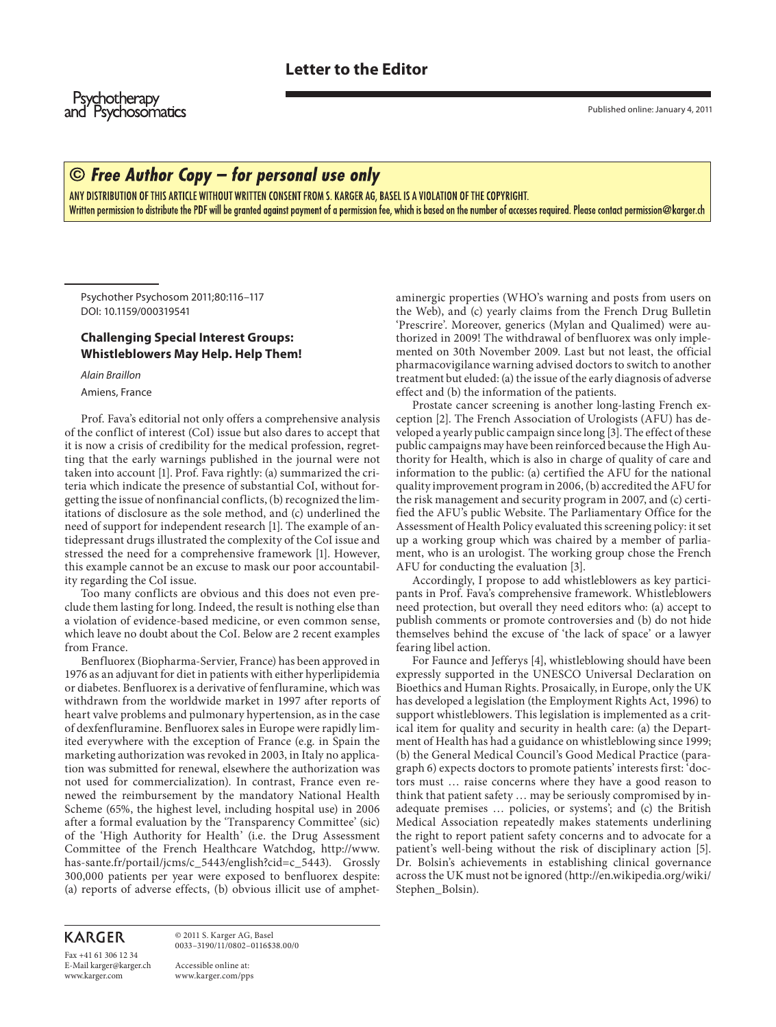Letter to the Editor

Published online: January 4, 2011

© Free Author Copy – for personal use only

ANY DISTRIBUTION OF THIS ARTICLE WITHOUT WRITTEN CONSENT FROM S. KARGER AG, BASEL IS A VIOLATION OF THE COPYRIGHT.
Written permission to distribute the PDF will be granted against payment of a permission fee, which is based on the number of accesses required. Please contact permission@karger.ch

Psychother Psychosom 2011;80:116–117
DOI: 10.1159/000319541

## Challenging Special Interest Groups: Whistleblowers May Help. Help Them!

*Alain Braillon*

Amiens, France

Prof. Fava's editorial not only offers a comprehensive analysis of the conflict of interest (CoI) issue but also dares to accept that it is now a crisis of credibility for the medical profession, regretting that the early warnings published in the journal were not taken into account [1]. Prof. Fava rightly: (a) summarized the criteria which indicate the presence of substantial CoI, without forgetting the issue of nonfinancial conflicts, (b) recognized the limitations of disclosure as the sole method, and (c) underlined the need of support for independent research [1]. The example of antidepressant drugs illustrated the complexity of the CoI issue and stressed the need for a comprehensive framework [1]. However, this example cannot be an excuse to mask our poor accountability regarding the CoI issue.

Too many conflicts are obvious and this does not even preclude them lasting for long. Indeed, the result is nothing else than a violation of evidence-based medicine, or even common sense, which leave no doubt about the CoI. Below are 2 recent examples from France.

Benfluorex (Biopharma-Servier, France) has been approved in 1976 as an adjuvant for diet in patients with either hyperlipidemia or diabetes. Benfluorex is a derivative of fenfluramine, which was withdrawn from the worldwide market in 1997 after reports of heart valve problems and pulmonary hypertension, as in the case of dexfenfluramine. Benfluorex sales in Europe were rapidly limited everywhere with the exception of France (e.g. in Spain the marketing authorization was revoked in 2003, in Italy no application was submitted for renewal, elsewhere the authorization was not used for commercialization). In contrast, France even renewed the reimbursement by the mandatory National Health Scheme (65%, the highest level, including hospital use) in 2006 after a formal evaluation by the 'Transparency Committee' (sic) of the 'High Authority for Health' (i.e. the Drug Assessment Committee of the French Healthcare Watchdog, http://www.has-sante.fr/portail/jcms/c_5443/english?cid=c_5443). Grossly 300,000 patients per year were exposed to benfluorex despite: (a) reports of adverse effects, (b) obvious illicit use of amphetaminergic properties (WHO's warning and posts from users on the Web), and (c) yearly claims from the French Drug Bulletin 'Prescrire'. Moreover, generics (Mylan and Qualimed) were authorized in 2009! The withdrawal of benfluorex was only implemented on 30th November 2009. Last but not least, the official pharmacovigilance warning advised doctors to switch to another treatment but eluded: (a) the issue of the early diagnosis of adverse effect and (b) the information of the patients.

Prostate cancer screening is another long-lasting French exception [2]. The French Association of Urologists (AFU) has developed a yearly public campaign since long [3]. The effect of these public campaigns may have been reinforced because the High Authority for Health, which is also in charge of quality of care and information to the public: (a) certified the AFU for the national quality improvement program in 2006, (b) accredited the AFU for the risk management and security program in 2007, and (c) certified the AFU's public Website. The Parliamentary Office for the Assessment of Health Policy evaluated this screening policy: it set up a working group which was chaired by a member of parliament, who is an urologist. The working group chose the French AFU for conducting the evaluation [3].

Accordingly, I propose to add whistleblowers as key participants in Prof. Fava's comprehensive framework. Whistleblowers need protection, but overall they need editors who: (a) accept to publish comments or promote controversies and (b) do not hide themselves behind the excuse of 'the lack of space' or a lawyer fearing libel action.

For Faunce and Jefferys [4], whistleblowing should have been expressly supported in the UNESCO Universal Declaration on Bioethics and Human Rights. Prosaically, in Europe, only the UK has developed a legislation (the Employment Rights Act, 1996) to support whistleblowers. This legislation is implemented as a critical item for quality and security in health care: (a) the Department of Health has had a guidance on whistleblowing since 1999; (b) the General Medical Council's Good Medical Practice (paragraph 6) expects doctors to promote patients' interests first: 'doctors must … raise concerns where they have a good reason to think that patient safety … may be seriously compromised by inadequate premises … policies, or systems'; and (c) the British Medical Association repeatedly makes statements underlining the right to report patient safety concerns and to advocate for a patient's well-being without the risk of disciplinary action [5]. Dr. Bolsin's achievements in establishing clinical governance across the UK must not be ignored (http://en.wikipedia.org/wiki/Stephen_Bolsin).

KARGER

Fax +41 61 306 12 34
E-Mail karger@karger.ch
www.karger.com

© 2011 S. Karger AG, Basel
0033–3190/11/0802–0116$38.00/0

Accessible online at:
www.karger.com/pps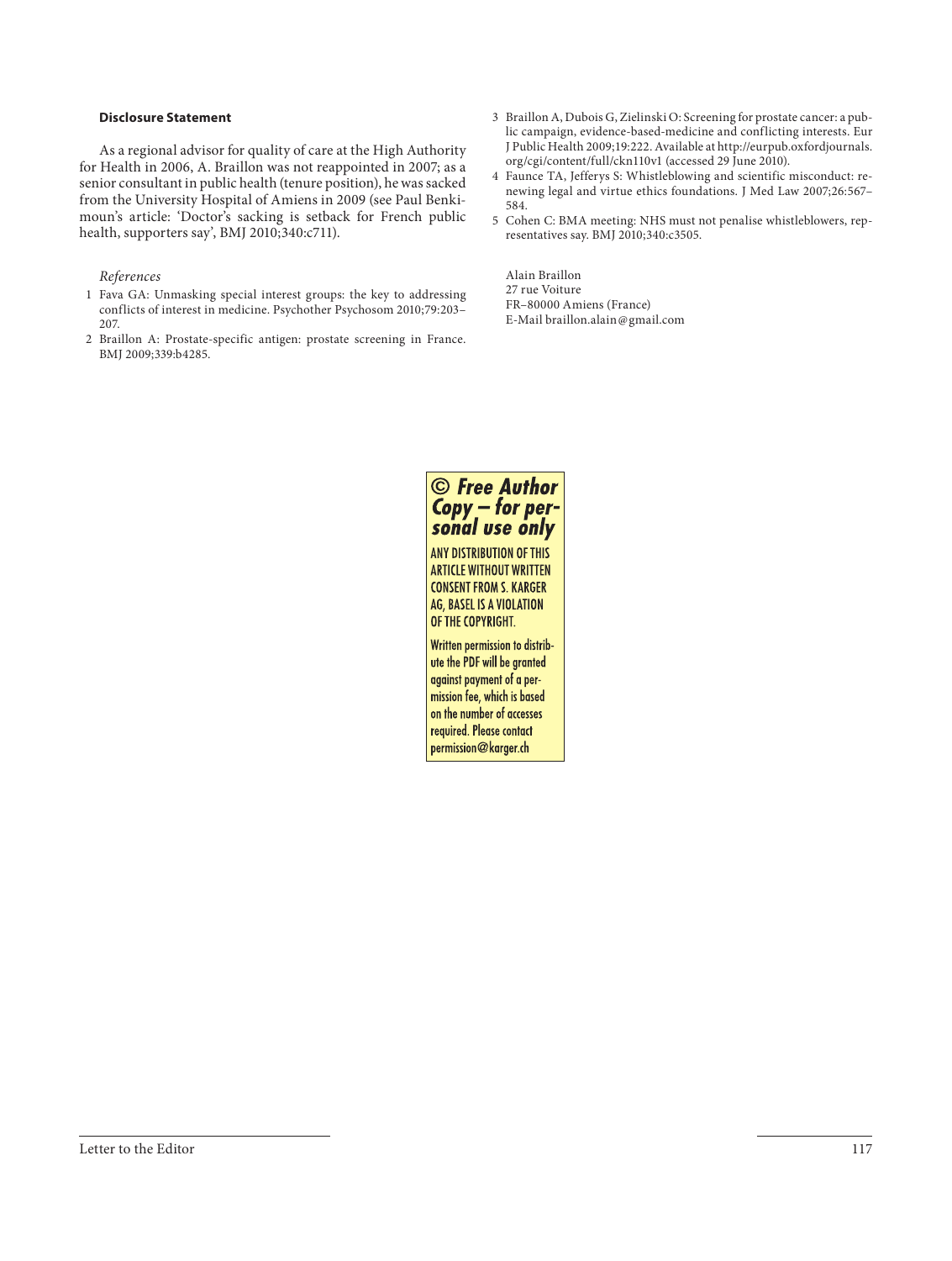**Disclosure Statement**

As a regional advisor for quality of care at the High Authority for Health in 2006, A. Braillon was not reappointed in 2007; as a senior consultant in public health (tenure position), he was sacked from the University Hospital of Amiens in 2009 (see Paul Benkimoun's article: 'Doctor's sacking is setback for French public health, supporters say', BMJ 2010;340:c711).

*References*

1. Fava GA: Unmasking special interest groups: the key to addressing conflicts of interest in medicine. Psychother Psychosom 2010;79:203–207.
2. Braillon A: Prostate-specific antigen: prostate screening in France. BMJ 2009;339:b4285.
3. Braillon A, Dubois G, Zielinski O: Screening for prostate cancer: a public campaign, evidence-based-medicine and conflicting interests. Eur J Public Health 2009;19:222. Available at http://eurpub.oxfordjournals.org/cgi/content/full/ckn110v1 (accessed 29 June 2010).
4. Faunce TA, Jefferys S: Whistleblowing and scientific misconduct: renewing legal and virtue ethics foundations. J Med Law 2007;26:567–584.
5. Cohen C: BMA meeting: NHS must not penalise whistleblowers, representatives say. BMJ 2010;340:c3505.

Alain Braillon
27 rue Voiture
FR–80000 Amiens (France)
E-Mail braillon.alain@gmail.com

**© Free Author Copy – for personal use only**

ANY DISTRIBUTION OF THIS ARTICLE WITHOUT WRITTEN CONSENT FROM S. KARGER AG, BASEL IS A VIOLATION OF THE COPYRIGHT.

Written permission to distribute the PDF will be granted against payment of a permission fee, which is based on the number of accesses required. Please contact permission@karger.ch